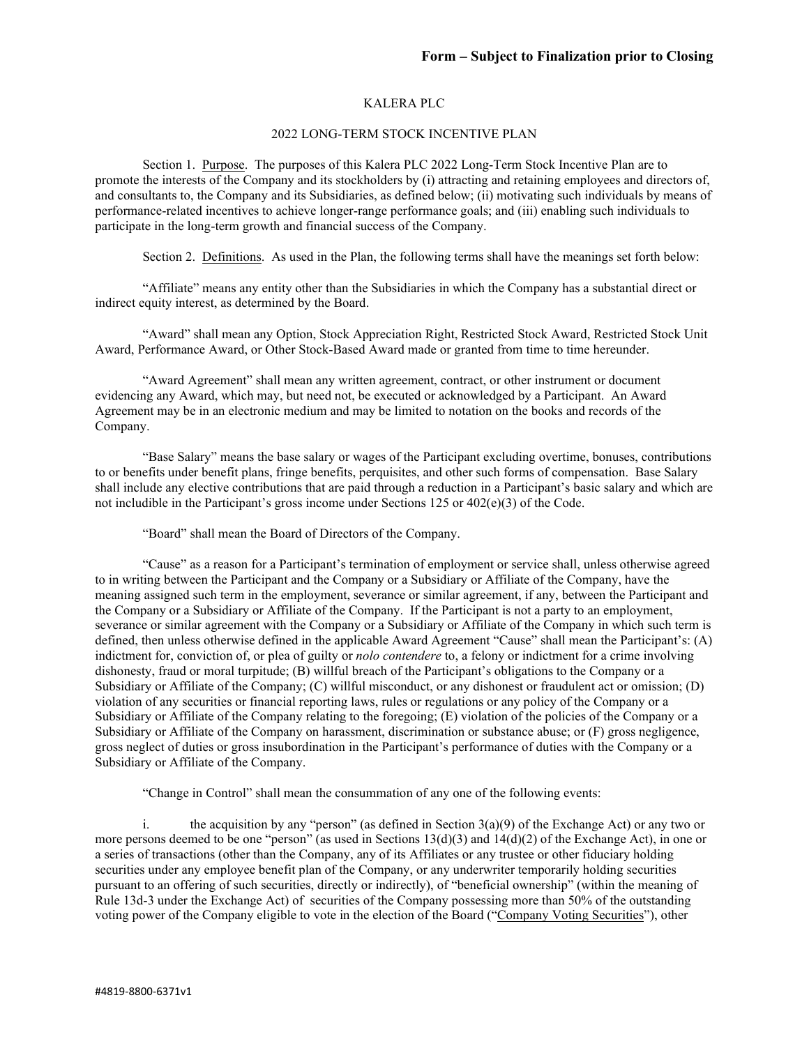**Form – Subject to Finalization prior to Closing**

KALERA PLC

2022 LONG-TERM STOCK INCENTIVE PLAN

Section 1. Purpose. The purposes of this Kalera PLC 2022 Long-Term Stock Incentive Plan are to promote the interests of the Company and its stockholders by (i) attracting and retaining employees and directors of, and consultants to, the Company and its Subsidiaries, as defined below; (ii) motivating such individuals by means of performance-related incentives to achieve longer-range performance goals; and (iii) enabling such individuals to participate in the long-term growth and financial success of the Company.

Section 2. Definitions. As used in the Plan, the following terms shall have the meanings set forth below:

"Affiliate" means any entity other than the Subsidiaries in which the Company has a substantial direct or indirect equity interest, as determined by the Board.

"Award" shall mean any Option, Stock Appreciation Right, Restricted Stock Award, Restricted Stock Unit Award, Performance Award, or Other Stock-Based Award made or granted from time to time hereunder.

"Award Agreement" shall mean any written agreement, contract, or other instrument or document evidencing any Award, which may, but need not, be executed or acknowledged by a Participant. An Award Agreement may be in an electronic medium and may be limited to notation on the books and records of the Company.

"Base Salary" means the base salary or wages of the Participant excluding overtime, bonuses, contributions to or benefits under benefit plans, fringe benefits, perquisites, and other such forms of compensation. Base Salary shall include any elective contributions that are paid through a reduction in a Participant's basic salary and which are not includible in the Participant's gross income under Sections 125 or 402(e)(3) of the Code.

"Board" shall mean the Board of Directors of the Company.

"Cause" as a reason for a Participant's termination of employment or service shall, unless otherwise agreed to in writing between the Participant and the Company or a Subsidiary or Affiliate of the Company, have the meaning assigned such term in the employment, severance or similar agreement, if any, between the Participant and the Company or a Subsidiary or Affiliate of the Company. If the Participant is not a party to an employment, severance or similar agreement with the Company or a Subsidiary or Affiliate of the Company in which such term is defined, then unless otherwise defined in the applicable Award Agreement "Cause" shall mean the Participant's: (A) indictment for, conviction of, or plea of guilty or *nolo contendere* to, a felony or indictment for a crime involving dishonesty, fraud or moral turpitude; (B) willful breach of the Participant's obligations to the Company or a Subsidiary or Affiliate of the Company; (C) willful misconduct, or any dishonest or fraudulent act or omission; (D) violation of any securities or financial reporting laws, rules or regulations or any policy of the Company or a Subsidiary or Affiliate of the Company relating to the foregoing; (E) violation of the policies of the Company or a Subsidiary or Affiliate of the Company on harassment, discrimination or substance abuse; or (F) gross negligence, gross neglect of duties or gross insubordination in the Participant's performance of duties with the Company or a Subsidiary or Affiliate of the Company.

"Change in Control" shall mean the consummation of any one of the following events:

i. the acquisition by any "person" (as defined in Section 3(a)(9) of the Exchange Act) or any two or more persons deemed to be one "person" (as used in Sections 13(d)(3) and 14(d)(2) of the Exchange Act), in one or a series of transactions (other than the Company, any of its Affiliates or any trustee or other fiduciary holding securities under any employee benefit plan of the Company, or any underwriter temporarily holding securities pursuant to an offering of such securities, directly or indirectly), of "beneficial ownership" (within the meaning of Rule 13d-3 under the Exchange Act) of securities of the Company possessing more than 50% of the outstanding voting power of the Company eligible to vote in the election of the Board ("Company Voting Securities"), other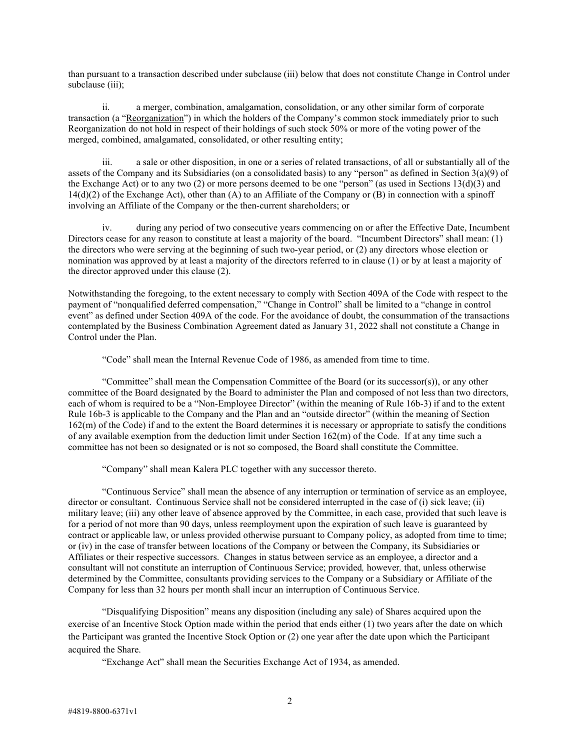than pursuant to a transaction described under subclause (iii) below that does not constitute Change in Control under subclause (iii);

ii. a merger, combination, amalgamation, consolidation, or any other similar form of corporate transaction (a "Reorganization") in which the holders of the Company's common stock immediately prior to such Reorganization do not hold in respect of their holdings of such stock 50% or more of the voting power of the merged, combined, amalgamated, consolidated, or other resulting entity;

iii. a sale or other disposition, in one or a series of related transactions, of all or substantially all of the assets of the Company and its Subsidiaries (on a consolidated basis) to any "person" as defined in Section 3(a)(9) of the Exchange Act) or to any two (2) or more persons deemed to be one "person" (as used in Sections 13(d)(3) and 14(d)(2) of the Exchange Act), other than (A) to an Affiliate of the Company or (B) in connection with a spinoff involving an Affiliate of the Company or the then-current shareholders; or

iv. during any period of two consecutive years commencing on or after the Effective Date, Incumbent Directors cease for any reason to constitute at least a majority of the board. "Incumbent Directors" shall mean: (1) the directors who were serving at the beginning of such two-year period, or (2) any directors whose election or nomination was approved by at least a majority of the directors referred to in clause (1) or by at least a majority of the director approved under this clause (2).

Notwithstanding the foregoing, to the extent necessary to comply with Section 409A of the Code with respect to the payment of "nonqualified deferred compensation," "Change in Control" shall be limited to a "change in control event" as defined under Section 409A of the code. For the avoidance of doubt, the consummation of the transactions contemplated by the Business Combination Agreement dated as January 31, 2022 shall not constitute a Change in Control under the Plan.

"Code" shall mean the Internal Revenue Code of 1986, as amended from time to time.

"Committee" shall mean the Compensation Committee of the Board (or its successor(s)), or any other committee of the Board designated by the Board to administer the Plan and composed of not less than two directors, each of whom is required to be a "Non-Employee Director" (within the meaning of Rule 16b-3) if and to the extent Rule 16b-3 is applicable to the Company and the Plan and an "outside director" (within the meaning of Section 162(m) of the Code) if and to the extent the Board determines it is necessary or appropriate to satisfy the conditions of any available exemption from the deduction limit under Section 162(m) of the Code. If at any time such a committee has not been so designated or is not so composed, the Board shall constitute the Committee.

"Company" shall mean Kalera PLC together with any successor thereto.

"Continuous Service" shall mean the absence of any interruption or termination of service as an employee, director or consultant. Continuous Service shall not be considered interrupted in the case of (i) sick leave; (ii) military leave; (iii) any other leave of absence approved by the Committee, in each case, provided that such leave is for a period of not more than 90 days, unless reemployment upon the expiration of such leave is guaranteed by contract or applicable law, or unless provided otherwise pursuant to Company policy, as adopted from time to time; or (iv) in the case of transfer between locations of the Company or between the Company, its Subsidiaries or Affiliates or their respective successors. Changes in status between service as an employee, a director and a consultant will not constitute an interruption of Continuous Service; provided*,* however*,* that, unless otherwise determined by the Committee, consultants providing services to the Company or a Subsidiary or Affiliate of the Company for less than 32 hours per month shall incur an interruption of Continuous Service.

"Disqualifying Disposition" means any disposition (including any sale) of Shares acquired upon the exercise of an Incentive Stock Option made within the period that ends either (1) two years after the date on which the Participant was granted the Incentive Stock Option or (2) one year after the date upon which the Participant acquired the Share.

"Exchange Act" shall mean the Securities Exchange Act of 1934, as amended.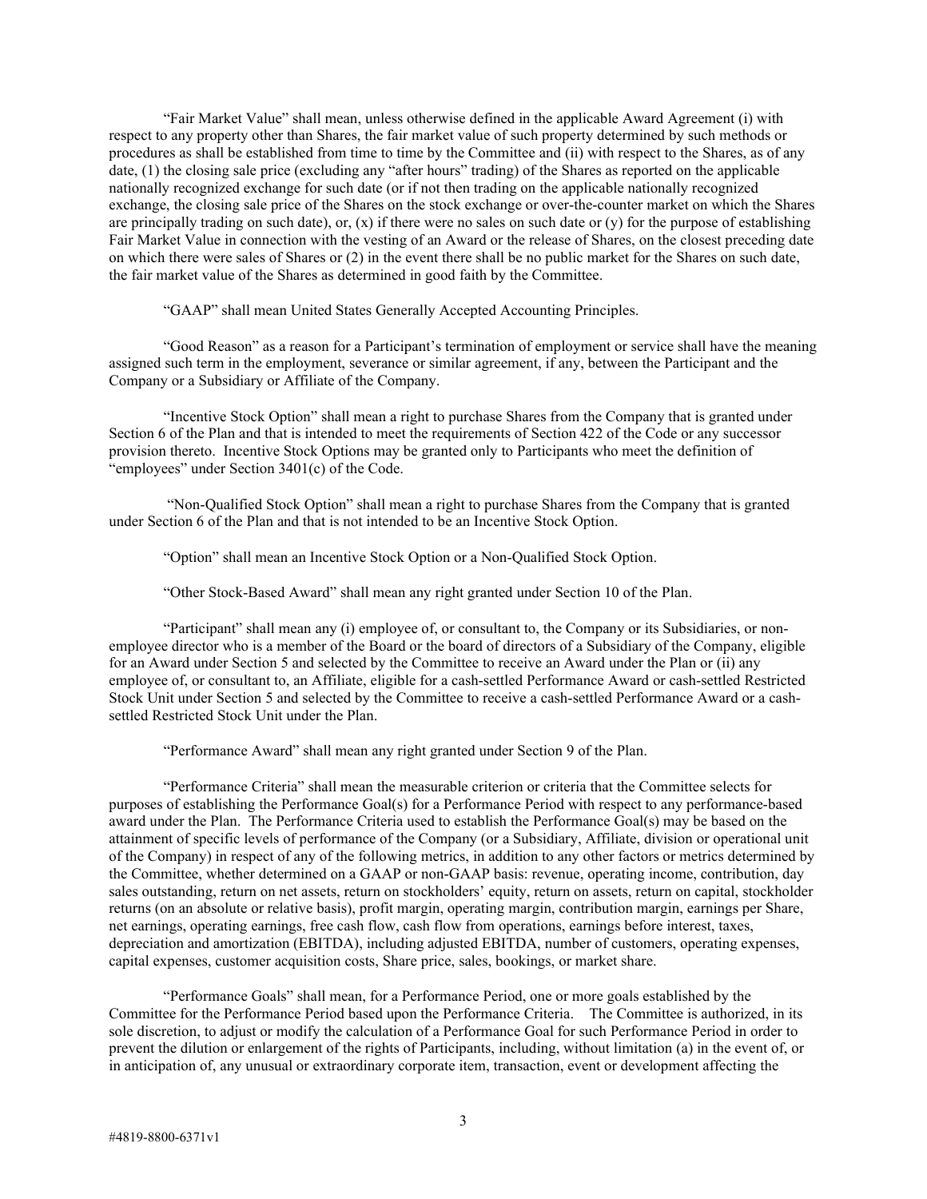"Fair Market Value" shall mean, unless otherwise defined in the applicable Award Agreement (i) with respect to any property other than Shares, the fair market value of such property determined by such methods or procedures as shall be established from time to time by the Committee and (ii) with respect to the Shares, as of any date, (1) the closing sale price (excluding any "after hours" trading) of the Shares as reported on the applicable nationally recognized exchange for such date (or if not then trading on the applicable nationally recognized exchange, the closing sale price of the Shares on the stock exchange or over-the-counter market on which the Shares are principally trading on such date), or, (x) if there were no sales on such date or (y) for the purpose of establishing Fair Market Value in connection with the vesting of an Award or the release of Shares, on the closest preceding date on which there were sales of Shares or (2) in the event there shall be no public market for the Shares on such date, the fair market value of the Shares as determined in good faith by the Committee.

"GAAP" shall mean United States Generally Accepted Accounting Principles.

"Good Reason" as a reason for a Participant's termination of employment or service shall have the meaning assigned such term in the employment, severance or similar agreement, if any, between the Participant and the Company or a Subsidiary or Affiliate of the Company.

"Incentive Stock Option" shall mean a right to purchase Shares from the Company that is granted under Section 6 of the Plan and that is intended to meet the requirements of Section 422 of the Code or any successor provision thereto. Incentive Stock Options may be granted only to Participants who meet the definition of "employees" under Section 3401(c) of the Code.

"Non-Qualified Stock Option" shall mean a right to purchase Shares from the Company that is granted under Section 6 of the Plan and that is not intended to be an Incentive Stock Option.

"Option" shall mean an Incentive Stock Option or a Non-Qualified Stock Option.

"Other Stock-Based Award" shall mean any right granted under Section 10 of the Plan.

"Participant" shall mean any (i) employee of, or consultant to, the Company or its Subsidiaries, or non-employee director who is a member of the Board or the board of directors of a Subsidiary of the Company, eligible for an Award under Section 5 and selected by the Committee to receive an Award under the Plan or (ii) any employee of, or consultant to, an Affiliate, eligible for a cash-settled Performance Award or cash-settled Restricted Stock Unit under Section 5 and selected by the Committee to receive a cash-settled Performance Award or a cash-settled Restricted Stock Unit under the Plan.

"Performance Award" shall mean any right granted under Section 9 of the Plan.

"Performance Criteria" shall mean the measurable criterion or criteria that the Committee selects for purposes of establishing the Performance Goal(s) for a Performance Period with respect to any performance-based award under the Plan. The Performance Criteria used to establish the Performance Goal(s) may be based on the attainment of specific levels of performance of the Company (or a Subsidiary, Affiliate, division or operational unit of the Company) in respect of any of the following metrics, in addition to any other factors or metrics determined by the Committee, whether determined on a GAAP or non-GAAP basis: revenue, operating income, contribution, day sales outstanding, return on net assets, return on stockholders' equity, return on assets, return on capital, stockholder returns (on an absolute or relative basis), profit margin, operating margin, contribution margin, earnings per Share, net earnings, operating earnings, free cash flow, cash flow from operations, earnings before interest, taxes, depreciation and amortization (EBITDA), including adjusted EBITDA, number of customers, operating expenses, capital expenses, customer acquisition costs, Share price, sales, bookings, or market share.

"Performance Goals" shall mean, for a Performance Period, one or more goals established by the Committee for the Performance Period based upon the Performance Criteria. The Committee is authorized, in its sole discretion, to adjust or modify the calculation of a Performance Goal for such Performance Period in order to prevent the dilution or enlargement of the rights of Participants, including, without limitation (a) in the event of, or in anticipation of, any unusual or extraordinary corporate item, transaction, event or development affecting the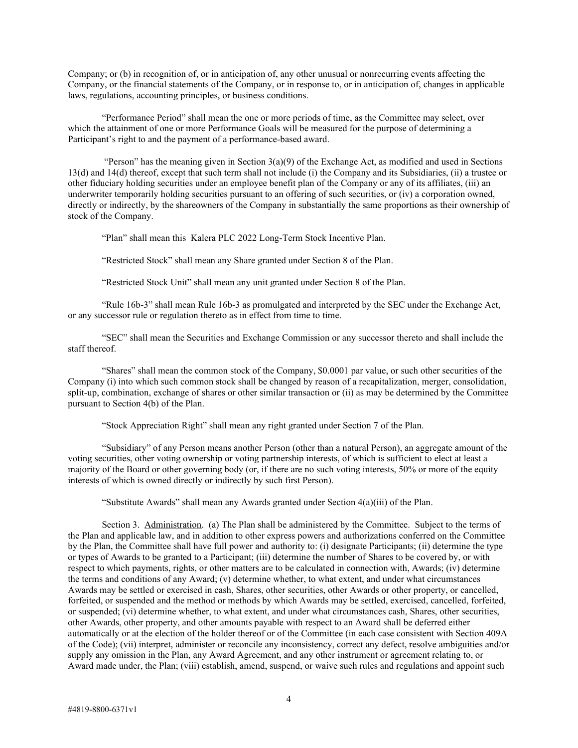Company; or (b) in recognition of, or in anticipation of, any other unusual or nonrecurring events affecting the Company, or the financial statements of the Company, or in response to, or in anticipation of, changes in applicable laws, regulations, accounting principles, or business conditions.

"Performance Period" shall mean the one or more periods of time, as the Committee may select, over which the attainment of one or more Performance Goals will be measured for the purpose of determining a Participant's right to and the payment of a performance-based award.

"Person" has the meaning given in Section 3(a)(9) of the Exchange Act, as modified and used in Sections 13(d) and 14(d) thereof, except that such term shall not include (i) the Company and its Subsidiaries, (ii) a trustee or other fiduciary holding securities under an employee benefit plan of the Company or any of its affiliates, (iii) an underwriter temporarily holding securities pursuant to an offering of such securities, or (iv) a corporation owned, directly or indirectly, by the shareowners of the Company in substantially the same proportions as their ownership of stock of the Company.

"Plan" shall mean this Kalera PLC 2022 Long-Term Stock Incentive Plan.

"Restricted Stock" shall mean any Share granted under Section 8 of the Plan.

"Restricted Stock Unit" shall mean any unit granted under Section 8 of the Plan.

"Rule 16b-3" shall mean Rule 16b-3 as promulgated and interpreted by the SEC under the Exchange Act, or any successor rule or regulation thereto as in effect from time to time.

"SEC" shall mean the Securities and Exchange Commission or any successor thereto and shall include the staff thereof.

"Shares" shall mean the common stock of the Company, $0.0001 par value, or such other securities of the Company (i) into which such common stock shall be changed by reason of a recapitalization, merger, consolidation, split-up, combination, exchange of shares or other similar transaction or (ii) as may be determined by the Committee pursuant to Section 4(b) of the Plan.

"Stock Appreciation Right" shall mean any right granted under Section 7 of the Plan.

"Subsidiary" of any Person means another Person (other than a natural Person), an aggregate amount of the voting securities, other voting ownership or voting partnership interests, of which is sufficient to elect at least a majority of the Board or other governing body (or, if there are no such voting interests, 50% or more of the equity interests of which is owned directly or indirectly by such first Person).

"Substitute Awards" shall mean any Awards granted under Section 4(a)(iii) of the Plan.

Section 3. Administration. (a) The Plan shall be administered by the Committee. Subject to the terms of the Plan and applicable law, and in addition to other express powers and authorizations conferred on the Committee by the Plan, the Committee shall have full power and authority to: (i) designate Participants; (ii) determine the type or types of Awards to be granted to a Participant; (iii) determine the number of Shares to be covered by, or with respect to which payments, rights, or other matters are to be calculated in connection with, Awards; (iv) determine the terms and conditions of any Award; (v) determine whether, to what extent, and under what circumstances Awards may be settled or exercised in cash, Shares, other securities, other Awards or other property, or cancelled, forfeited, or suspended and the method or methods by which Awards may be settled, exercised, cancelled, forfeited, or suspended; (vi) determine whether, to what extent, and under what circumstances cash, Shares, other securities, other Awards, other property, and other amounts payable with respect to an Award shall be deferred either automatically or at the election of the holder thereof or of the Committee (in each case consistent with Section 409A of the Code); (vii) interpret, administer or reconcile any inconsistency, correct any defect, resolve ambiguities and/or supply any omission in the Plan, any Award Agreement, and any other instrument or agreement relating to, or Award made under, the Plan; (viii) establish, amend, suspend, or waive such rules and regulations and appoint such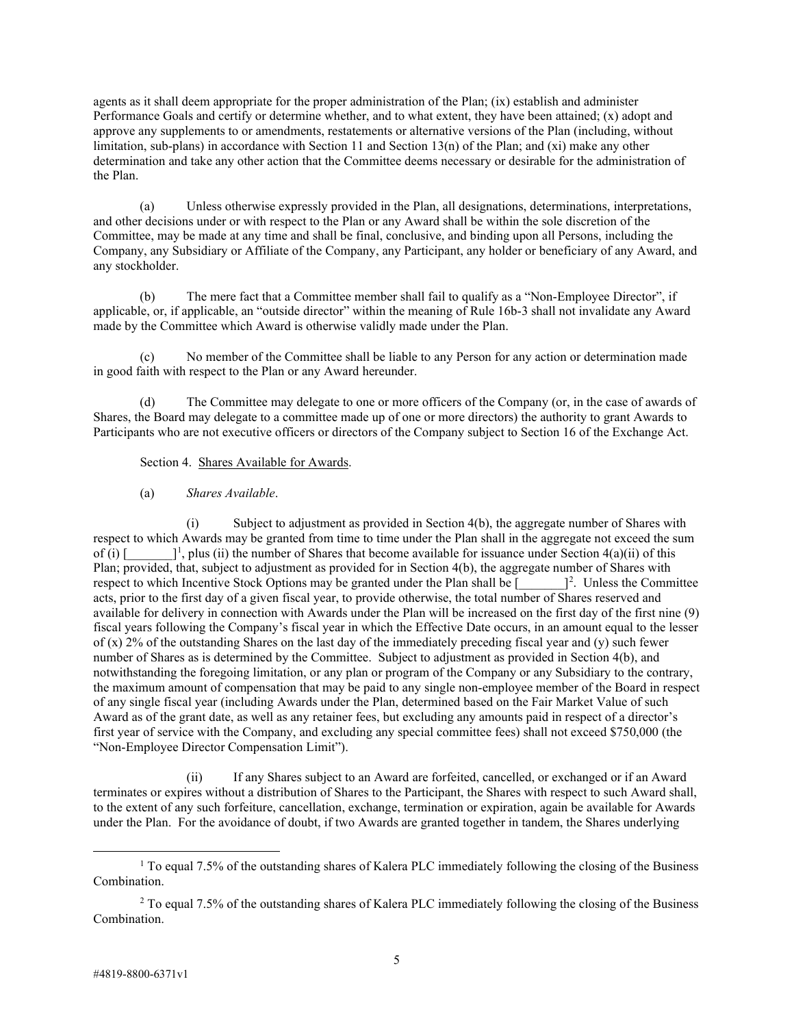agents as it shall deem appropriate for the proper administration of the Plan; (ix) establish and administer Performance Goals and certify or determine whether, and to what extent, they have been attained; (x) adopt and approve any supplements to or amendments, restatements or alternative versions of the Plan (including, without limitation, sub-plans) in accordance with Section 11 and Section 13(n) of the Plan; and (xi) make any other determination and take any other action that the Committee deems necessary or desirable for the administration of the Plan.

(a) Unless otherwise expressly provided in the Plan, all designations, determinations, interpretations, and other decisions under or with respect to the Plan or any Award shall be within the sole discretion of the Committee, may be made at any time and shall be final, conclusive, and binding upon all Persons, including the Company, any Subsidiary or Affiliate of the Company, any Participant, any holder or beneficiary of any Award, and any stockholder.

(b) The mere fact that a Committee member shall fail to qualify as a "Non-Employee Director", if applicable, or, if applicable, an "outside director" within the meaning of Rule 16b-3 shall not invalidate any Award made by the Committee which Award is otherwise validly made under the Plan.

(c) No member of the Committee shall be liable to any Person for any action or determination made in good faith with respect to the Plan or any Award hereunder.

(d) The Committee may delegate to one or more officers of the Company (or, in the case of awards of Shares, the Board may delegate to a committee made up of one or more directors) the authority to grant Awards to Participants who are not executive officers or directors of the Company subject to Section 16 of the Exchange Act.

Section 4. Shares Available for Awards.

(a) *Shares Available*.

(i) Subject to adjustment as provided in Section 4(b), the aggregate number of Shares with respect to which Awards may be granted from time to time under the Plan shall in the aggregate not exceed the sum of (i) [_______][1], plus (ii) the number of Shares that become available for issuance under Section 4(a)(ii) of this Plan; provided, that, subject to adjustment as provided for in Section 4(b), the aggregate number of Shares with respect to which Incentive Stock Options may be granted under the Plan shall be [_______][2]. Unless the Committee acts, prior to the first day of a given fiscal year, to provide otherwise, the total number of Shares reserved and available for delivery in connection with Awards under the Plan will be increased on the first day of the first nine (9) fiscal years following the Company's fiscal year in which the Effective Date occurs, in an amount equal to the lesser of (x) 2% of the outstanding Shares on the last day of the immediately preceding fiscal year and (y) such fewer number of Shares as is determined by the Committee. Subject to adjustment as provided in Section 4(b), and notwithstanding the foregoing limitation, or any plan or program of the Company or any Subsidiary to the contrary, the maximum amount of compensation that may be paid to any single non-employee member of the Board in respect of any single fiscal year (including Awards under the Plan, determined based on the Fair Market Value of such Award as of the grant date, as well as any retainer fees, but excluding any amounts paid in respect of a director's first year of service with the Company, and excluding any special committee fees) shall not exceed $750,000 (the "Non-Employee Director Compensation Limit").

(ii) If any Shares subject to an Award are forfeited, cancelled, or exchanged or if an Award terminates or expires without a distribution of Shares to the Participant, the Shares with respect to such Award shall, to the extent of any such forfeiture, cancellation, exchange, termination or expiration, again be available for Awards under the Plan. For the avoidance of doubt, if two Awards are granted together in tandem, the Shares underlying

---

[1] To equal 7.5% of the outstanding shares of Kalera PLC immediately following the closing of the Business Combination.

[2] To equal 7.5% of the outstanding shares of Kalera PLC immediately following the closing of the Business Combination.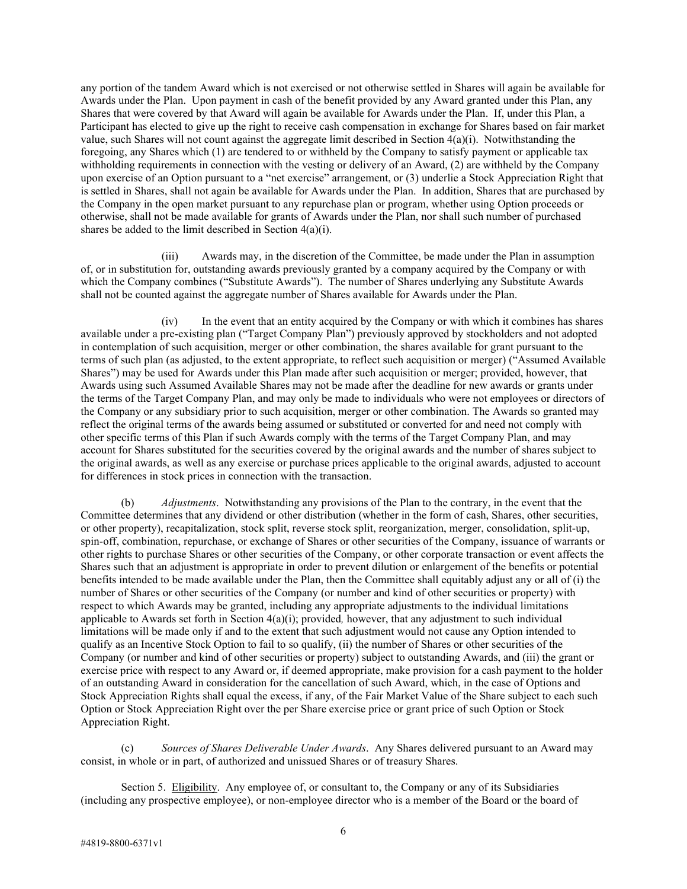any portion of the tandem Award which is not exercised or not otherwise settled in Shares will again be available for Awards under the Plan. Upon payment in cash of the benefit provided by any Award granted under this Plan, any Shares that were covered by that Award will again be available for Awards under the Plan. If, under this Plan, a Participant has elected to give up the right to receive cash compensation in exchange for Shares based on fair market value, such Shares will not count against the aggregate limit described in Section 4(a)(i). Notwithstanding the foregoing, any Shares which (1) are tendered to or withheld by the Company to satisfy payment or applicable tax withholding requirements in connection with the vesting or delivery of an Award, (2) are withheld by the Company upon exercise of an Option pursuant to a "net exercise" arrangement, or (3) underlie a Stock Appreciation Right that is settled in Shares, shall not again be available for Awards under the Plan. In addition, Shares that are purchased by the Company in the open market pursuant to any repurchase plan or program, whether using Option proceeds or otherwise, shall not be made available for grants of Awards under the Plan, nor shall such number of purchased shares be added to the limit described in Section 4(a)(i).

(iii) Awards may, in the discretion of the Committee, be made under the Plan in assumption of, or in substitution for, outstanding awards previously granted by a company acquired by the Company or with which the Company combines ("Substitute Awards"). The number of Shares underlying any Substitute Awards shall not be counted against the aggregate number of Shares available for Awards under the Plan.

(iv) In the event that an entity acquired by the Company or with which it combines has shares available under a pre-existing plan ("Target Company Plan") previously approved by stockholders and not adopted in contemplation of such acquisition, merger or other combination, the shares available for grant pursuant to the terms of such plan (as adjusted, to the extent appropriate, to reflect such acquisition or merger) ("Assumed Available Shares") may be used for Awards under this Plan made after such acquisition or merger; provided, however, that Awards using such Assumed Available Shares may not be made after the deadline for new awards or grants under the terms of the Target Company Plan, and may only be made to individuals who were not employees or directors of the Company or any subsidiary prior to such acquisition, merger or other combination. The Awards so granted may reflect the original terms of the awards being assumed or substituted or converted for and need not comply with other specific terms of this Plan if such Awards comply with the terms of the Target Company Plan, and may account for Shares substituted for the securities covered by the original awards and the number of shares subject to the original awards, as well as any exercise or purchase prices applicable to the original awards, adjusted to account for differences in stock prices in connection with the transaction.

(b) *Adjustments*. Notwithstanding any provisions of the Plan to the contrary, in the event that the Committee determines that any dividend or other distribution (whether in the form of cash, Shares, other securities, or other property), recapitalization, stock split, reverse stock split, reorganization, merger, consolidation, split-up, spin-off, combination, repurchase, or exchange of Shares or other securities of the Company, issuance of warrants or other rights to purchase Shares or other securities of the Company, or other corporate transaction or event affects the Shares such that an adjustment is appropriate in order to prevent dilution or enlargement of the benefits or potential benefits intended to be made available under the Plan, then the Committee shall equitably adjust any or all of (i) the number of Shares or other securities of the Company (or number and kind of other securities or property) with respect to which Awards may be granted, including any appropriate adjustments to the individual limitations applicable to Awards set forth in Section 4(a)(i); provided*,* however, that any adjustment to such individual limitations will be made only if and to the extent that such adjustment would not cause any Option intended to qualify as an Incentive Stock Option to fail to so qualify, (ii) the number of Shares or other securities of the Company (or number and kind of other securities or property) subject to outstanding Awards, and (iii) the grant or exercise price with respect to any Award or, if deemed appropriate, make provision for a cash payment to the holder of an outstanding Award in consideration for the cancellation of such Award, which, in the case of Options and Stock Appreciation Rights shall equal the excess, if any, of the Fair Market Value of the Share subject to each such Option or Stock Appreciation Right over the per Share exercise price or grant price of such Option or Stock Appreciation Right.

(c) *Sources of Shares Deliverable Under Awards*. Any Shares delivered pursuant to an Award may consist, in whole or in part, of authorized and unissued Shares or of treasury Shares.

Section 5. Eligibility. Any employee of, or consultant to, the Company or any of its Subsidiaries (including any prospective employee), or non-employee director who is a member of the Board or the board of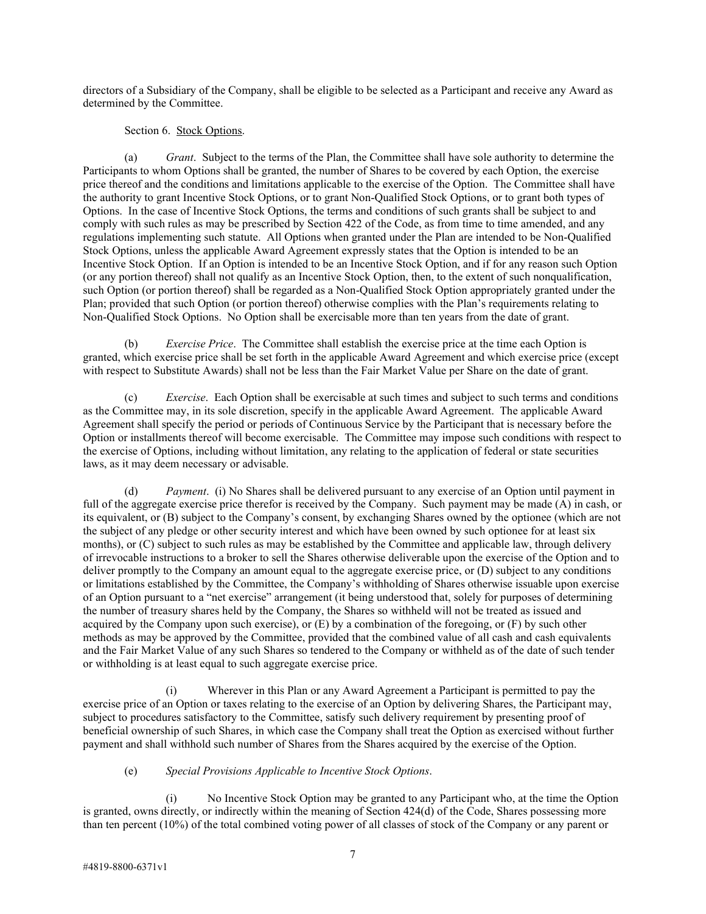directors of a Subsidiary of the Company, shall be eligible to be selected as a Participant and receive any Award as determined by the Committee.

Section 6. Stock Options.

(a) *Grant*. Subject to the terms of the Plan, the Committee shall have sole authority to determine the Participants to whom Options shall be granted, the number of Shares to be covered by each Option, the exercise price thereof and the conditions and limitations applicable to the exercise of the Option. The Committee shall have the authority to grant Incentive Stock Options, or to grant Non-Qualified Stock Options, or to grant both types of Options. In the case of Incentive Stock Options, the terms and conditions of such grants shall be subject to and comply with such rules as may be prescribed by Section 422 of the Code, as from time to time amended, and any regulations implementing such statute. All Options when granted under the Plan are intended to be Non-Qualified Stock Options, unless the applicable Award Agreement expressly states that the Option is intended to be an Incentive Stock Option. If an Option is intended to be an Incentive Stock Option, and if for any reason such Option (or any portion thereof) shall not qualify as an Incentive Stock Option, then, to the extent of such nonqualification, such Option (or portion thereof) shall be regarded as a Non-Qualified Stock Option appropriately granted under the Plan; provided that such Option (or portion thereof) otherwise complies with the Plan's requirements relating to Non-Qualified Stock Options. No Option shall be exercisable more than ten years from the date of grant.

(b) *Exercise Price*. The Committee shall establish the exercise price at the time each Option is granted, which exercise price shall be set forth in the applicable Award Agreement and which exercise price (except with respect to Substitute Awards) shall not be less than the Fair Market Value per Share on the date of grant.

(c) *Exercise*. Each Option shall be exercisable at such times and subject to such terms and conditions as the Committee may, in its sole discretion, specify in the applicable Award Agreement. The applicable Award Agreement shall specify the period or periods of Continuous Service by the Participant that is necessary before the Option or installments thereof will become exercisable. The Committee may impose such conditions with respect to the exercise of Options, including without limitation, any relating to the application of federal or state securities laws, as it may deem necessary or advisable.

(d) *Payment*. (i) No Shares shall be delivered pursuant to any exercise of an Option until payment in full of the aggregate exercise price therefor is received by the Company. Such payment may be made (A) in cash, or its equivalent, or (B) subject to the Company's consent, by exchanging Shares owned by the optionee (which are not the subject of any pledge or other security interest and which have been owned by such optionee for at least six months), or (C) subject to such rules as may be established by the Committee and applicable law, through delivery of irrevocable instructions to a broker to sell the Shares otherwise deliverable upon the exercise of the Option and to deliver promptly to the Company an amount equal to the aggregate exercise price, or (D) subject to any conditions or limitations established by the Committee, the Company's withholding of Shares otherwise issuable upon exercise of an Option pursuant to a "net exercise" arrangement (it being understood that, solely for purposes of determining the number of treasury shares held by the Company, the Shares so withheld will not be treated as issued and acquired by the Company upon such exercise), or (E) by a combination of the foregoing, or (F) by such other methods as may be approved by the Committee, provided that the combined value of all cash and cash equivalents and the Fair Market Value of any such Shares so tendered to the Company or withheld as of the date of such tender or withholding is at least equal to such aggregate exercise price.

(i) Wherever in this Plan or any Award Agreement a Participant is permitted to pay the exercise price of an Option or taxes relating to the exercise of an Option by delivering Shares, the Participant may, subject to procedures satisfactory to the Committee, satisfy such delivery requirement by presenting proof of beneficial ownership of such Shares, in which case the Company shall treat the Option as exercised without further payment and shall withhold such number of Shares from the Shares acquired by the exercise of the Option.

(e) *Special Provisions Applicable to Incentive Stock Options*.

(i) No Incentive Stock Option may be granted to any Participant who, at the time the Option is granted, owns directly, or indirectly within the meaning of Section 424(d) of the Code, Shares possessing more than ten percent (10%) of the total combined voting power of all classes of stock of the Company or any parent or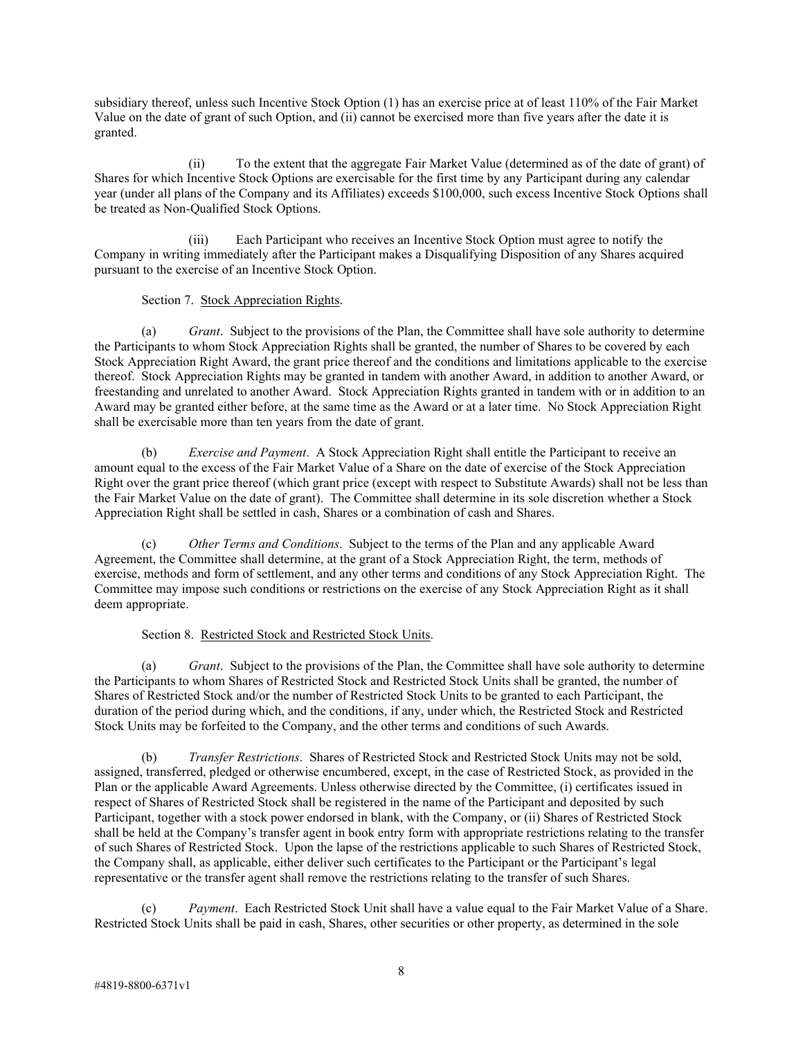subsidiary thereof, unless such Incentive Stock Option (1) has an exercise price at of least 110% of the Fair Market Value on the date of grant of such Option, and (ii) cannot be exercised more than five years after the date it is granted.

(ii) To the extent that the aggregate Fair Market Value (determined as of the date of grant) of Shares for which Incentive Stock Options are exercisable for the first time by any Participant during any calendar year (under all plans of the Company and its Affiliates) exceeds $100,000, such excess Incentive Stock Options shall be treated as Non-Qualified Stock Options.

(iii) Each Participant who receives an Incentive Stock Option must agree to notify the Company in writing immediately after the Participant makes a Disqualifying Disposition of any Shares acquired pursuant to the exercise of an Incentive Stock Option.

Section 7. Stock Appreciation Rights.

(a) *Grant*. Subject to the provisions of the Plan, the Committee shall have sole authority to determine the Participants to whom Stock Appreciation Rights shall be granted, the number of Shares to be covered by each Stock Appreciation Right Award, the grant price thereof and the conditions and limitations applicable to the exercise thereof. Stock Appreciation Rights may be granted in tandem with another Award, in addition to another Award, or freestanding and unrelated to another Award. Stock Appreciation Rights granted in tandem with or in addition to an Award may be granted either before, at the same time as the Award or at a later time. No Stock Appreciation Right shall be exercisable more than ten years from the date of grant.

(b) *Exercise and Payment*. A Stock Appreciation Right shall entitle the Participant to receive an amount equal to the excess of the Fair Market Value of a Share on the date of exercise of the Stock Appreciation Right over the grant price thereof (which grant price (except with respect to Substitute Awards) shall not be less than the Fair Market Value on the date of grant). The Committee shall determine in its sole discretion whether a Stock Appreciation Right shall be settled in cash, Shares or a combination of cash and Shares.

(c) *Other Terms and Conditions*. Subject to the terms of the Plan and any applicable Award Agreement, the Committee shall determine, at the grant of a Stock Appreciation Right, the term, methods of exercise, methods and form of settlement, and any other terms and conditions of any Stock Appreciation Right. The Committee may impose such conditions or restrictions on the exercise of any Stock Appreciation Right as it shall deem appropriate.

Section 8. Restricted Stock and Restricted Stock Units.

(a) *Grant*. Subject to the provisions of the Plan, the Committee shall have sole authority to determine the Participants to whom Shares of Restricted Stock and Restricted Stock Units shall be granted, the number of Shares of Restricted Stock and/or the number of Restricted Stock Units to be granted to each Participant, the duration of the period during which, and the conditions, if any, under which, the Restricted Stock and Restricted Stock Units may be forfeited to the Company, and the other terms and conditions of such Awards.

(b) *Transfer Restrictions*. Shares of Restricted Stock and Restricted Stock Units may not be sold, assigned, transferred, pledged or otherwise encumbered, except, in the case of Restricted Stock, as provided in the Plan or the applicable Award Agreements. Unless otherwise directed by the Committee, (i) certificates issued in respect of Shares of Restricted Stock shall be registered in the name of the Participant and deposited by such Participant, together with a stock power endorsed in blank, with the Company, or (ii) Shares of Restricted Stock shall be held at the Company's transfer agent in book entry form with appropriate restrictions relating to the transfer of such Shares of Restricted Stock. Upon the lapse of the restrictions applicable to such Shares of Restricted Stock, the Company shall, as applicable, either deliver such certificates to the Participant or the Participant's legal representative or the transfer agent shall remove the restrictions relating to the transfer of such Shares.

(c) *Payment*. Each Restricted Stock Unit shall have a value equal to the Fair Market Value of a Share. Restricted Stock Units shall be paid in cash, Shares, other securities or other property, as determined in the sole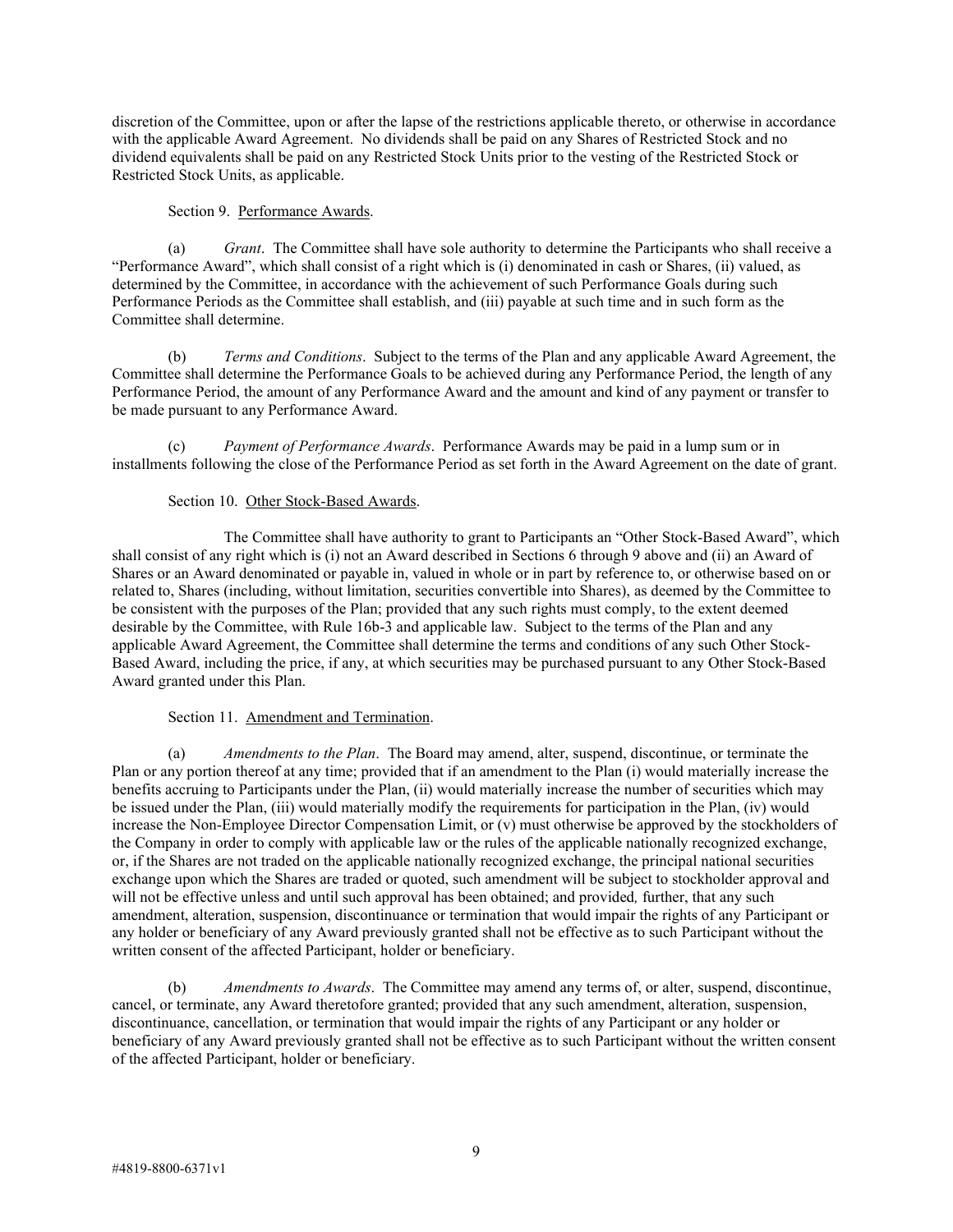discretion of the Committee, upon or after the lapse of the restrictions applicable thereto, or otherwise in accordance with the applicable Award Agreement. No dividends shall be paid on any Shares of Restricted Stock and no dividend equivalents shall be paid on any Restricted Stock Units prior to the vesting of the Restricted Stock or Restricted Stock Units, as applicable.

Section 9. Performance Awards.

(a) *Grant*. The Committee shall have sole authority to determine the Participants who shall receive a "Performance Award", which shall consist of a right which is (i) denominated in cash or Shares, (ii) valued, as determined by the Committee, in accordance with the achievement of such Performance Goals during such Performance Periods as the Committee shall establish, and (iii) payable at such time and in such form as the Committee shall determine.

(b) *Terms and Conditions*. Subject to the terms of the Plan and any applicable Award Agreement, the Committee shall determine the Performance Goals to be achieved during any Performance Period, the length of any Performance Period, the amount of any Performance Award and the amount and kind of any payment or transfer to be made pursuant to any Performance Award.

(c) *Payment of Performance Awards*. Performance Awards may be paid in a lump sum or in installments following the close of the Performance Period as set forth in the Award Agreement on the date of grant.

Section 10. Other Stock-Based Awards.

The Committee shall have authority to grant to Participants an "Other Stock-Based Award", which shall consist of any right which is (i) not an Award described in Sections 6 through 9 above and (ii) an Award of Shares or an Award denominated or payable in, valued in whole or in part by reference to, or otherwise based on or related to, Shares (including, without limitation, securities convertible into Shares), as deemed by the Committee to be consistent with the purposes of the Plan; provided that any such rights must comply, to the extent deemed desirable by the Committee, with Rule 16b-3 and applicable law. Subject to the terms of the Plan and any applicable Award Agreement, the Committee shall determine the terms and conditions of any such Other Stock-Based Award, including the price, if any, at which securities may be purchased pursuant to any Other Stock-Based Award granted under this Plan.

Section 11. Amendment and Termination.

(a) *Amendments to the Plan*. The Board may amend, alter, suspend, discontinue, or terminate the Plan or any portion thereof at any time; provided that if an amendment to the Plan (i) would materially increase the benefits accruing to Participants under the Plan, (ii) would materially increase the number of securities which may be issued under the Plan, (iii) would materially modify the requirements for participation in the Plan, (iv) would increase the Non-Employee Director Compensation Limit, or (v) must otherwise be approved by the stockholders of the Company in order to comply with applicable law or the rules of the applicable nationally recognized exchange, or, if the Shares are not traded on the applicable nationally recognized exchange, the principal national securities exchange upon which the Shares are traded or quoted, such amendment will be subject to stockholder approval and will not be effective unless and until such approval has been obtained; and provided*,* further, that any such amendment, alteration, suspension, discontinuance or termination that would impair the rights of any Participant or any holder or beneficiary of any Award previously granted shall not be effective as to such Participant without the written consent of the affected Participant, holder or beneficiary.

(b) *Amendments to Awards*. The Committee may amend any terms of, or alter, suspend, discontinue, cancel, or terminate, any Award theretofore granted; provided that any such amendment, alteration, suspension, discontinuance, cancellation, or termination that would impair the rights of any Participant or any holder or beneficiary of any Award previously granted shall not be effective as to such Participant without the written consent of the affected Participant, holder or beneficiary.

#4819-8800-6371v1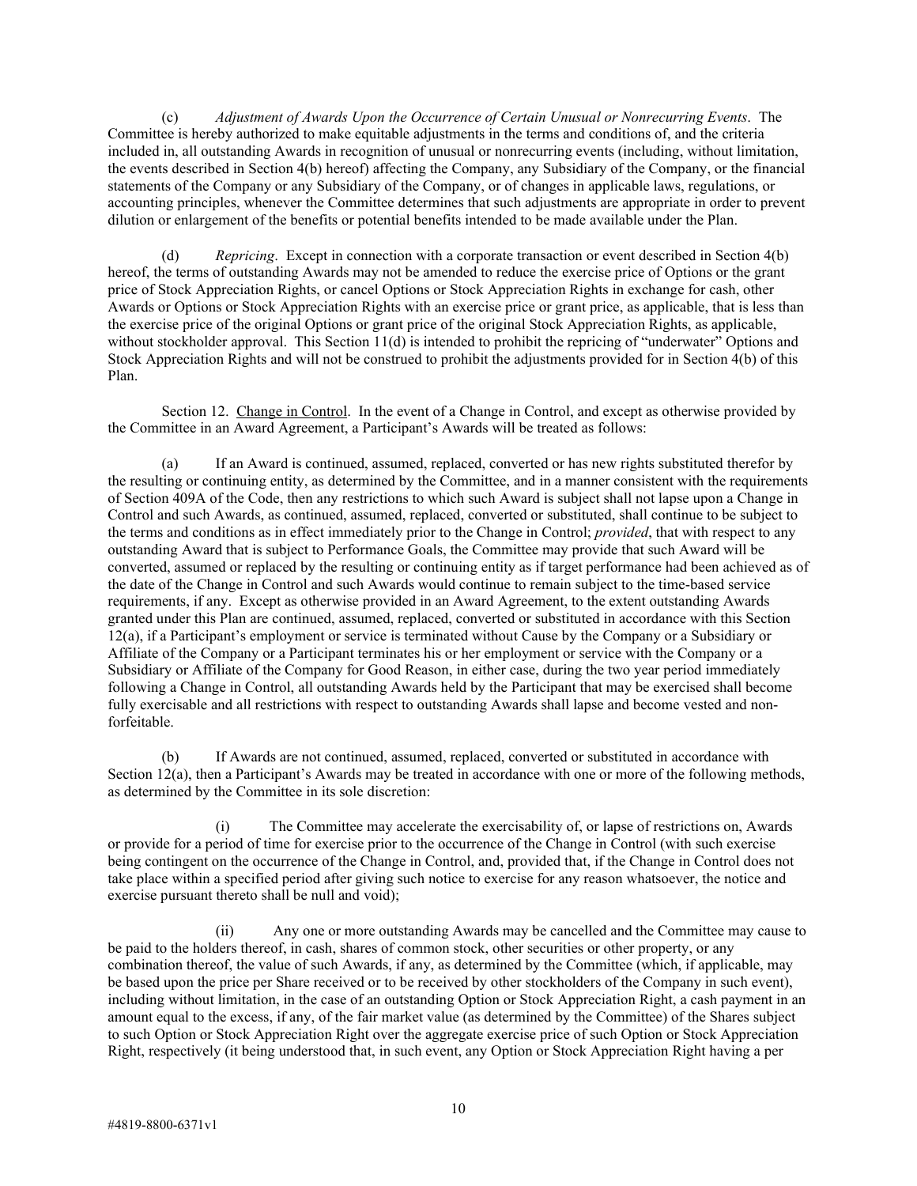(c) *Adjustment of Awards Upon the Occurrence of Certain Unusual or Nonrecurring Events*. The Committee is hereby authorized to make equitable adjustments in the terms and conditions of, and the criteria included in, all outstanding Awards in recognition of unusual or nonrecurring events (including, without limitation, the events described in Section 4(b) hereof) affecting the Company, any Subsidiary of the Company, or the financial statements of the Company or any Subsidiary of the Company, or of changes in applicable laws, regulations, or accounting principles, whenever the Committee determines that such adjustments are appropriate in order to prevent dilution or enlargement of the benefits or potential benefits intended to be made available under the Plan.

(d) *Repricing*. Except in connection with a corporate transaction or event described in Section 4(b) hereof, the terms of outstanding Awards may not be amended to reduce the exercise price of Options or the grant price of Stock Appreciation Rights, or cancel Options or Stock Appreciation Rights in exchange for cash, other Awards or Options or Stock Appreciation Rights with an exercise price or grant price, as applicable, that is less than the exercise price of the original Options or grant price of the original Stock Appreciation Rights, as applicable, without stockholder approval. This Section 11(d) is intended to prohibit the repricing of "underwater" Options and Stock Appreciation Rights and will not be construed to prohibit the adjustments provided for in Section 4(b) of this Plan.

Section 12. Change in Control. In the event of a Change in Control, and except as otherwise provided by the Committee in an Award Agreement, a Participant's Awards will be treated as follows:

(a) If an Award is continued, assumed, replaced, converted or has new rights substituted therefor by the resulting or continuing entity, as determined by the Committee, and in a manner consistent with the requirements of Section 409A of the Code, then any restrictions to which such Award is subject shall not lapse upon a Change in Control and such Awards, as continued, assumed, replaced, converted or substituted, shall continue to be subject to the terms and conditions as in effect immediately prior to the Change in Control; *provided*, that with respect to any outstanding Award that is subject to Performance Goals, the Committee may provide that such Award will be converted, assumed or replaced by the resulting or continuing entity as if target performance had been achieved as of the date of the Change in Control and such Awards would continue to remain subject to the time-based service requirements, if any. Except as otherwise provided in an Award Agreement, to the extent outstanding Awards granted under this Plan are continued, assumed, replaced, converted or substituted in accordance with this Section 12(a), if a Participant's employment or service is terminated without Cause by the Company or a Subsidiary or Affiliate of the Company or a Participant terminates his or her employment or service with the Company or a Subsidiary or Affiliate of the Company for Good Reason, in either case, during the two year period immediately following a Change in Control, all outstanding Awards held by the Participant that may be exercised shall become fully exercisable and all restrictions with respect to outstanding Awards shall lapse and become vested and non-forfeitable.

(b) If Awards are not continued, assumed, replaced, converted or substituted in accordance with Section 12(a), then a Participant's Awards may be treated in accordance with one or more of the following methods, as determined by the Committee in its sole discretion:

(i) The Committee may accelerate the exercisability of, or lapse of restrictions on, Awards or provide for a period of time for exercise prior to the occurrence of the Change in Control (with such exercise being contingent on the occurrence of the Change in Control, and, provided that, if the Change in Control does not take place within a specified period after giving such notice to exercise for any reason whatsoever, the notice and exercise pursuant thereto shall be null and void);

(ii) Any one or more outstanding Awards may be cancelled and the Committee may cause to be paid to the holders thereof, in cash, shares of common stock, other securities or other property, or any combination thereof, the value of such Awards, if any, as determined by the Committee (which, if applicable, may be based upon the price per Share received or to be received by other stockholders of the Company in such event), including without limitation, in the case of an outstanding Option or Stock Appreciation Right, a cash payment in an amount equal to the excess, if any, of the fair market value (as determined by the Committee) of the Shares subject to such Option or Stock Appreciation Right over the aggregate exercise price of such Option or Stock Appreciation Right, respectively (it being understood that, in such event, any Option or Stock Appreciation Right having a per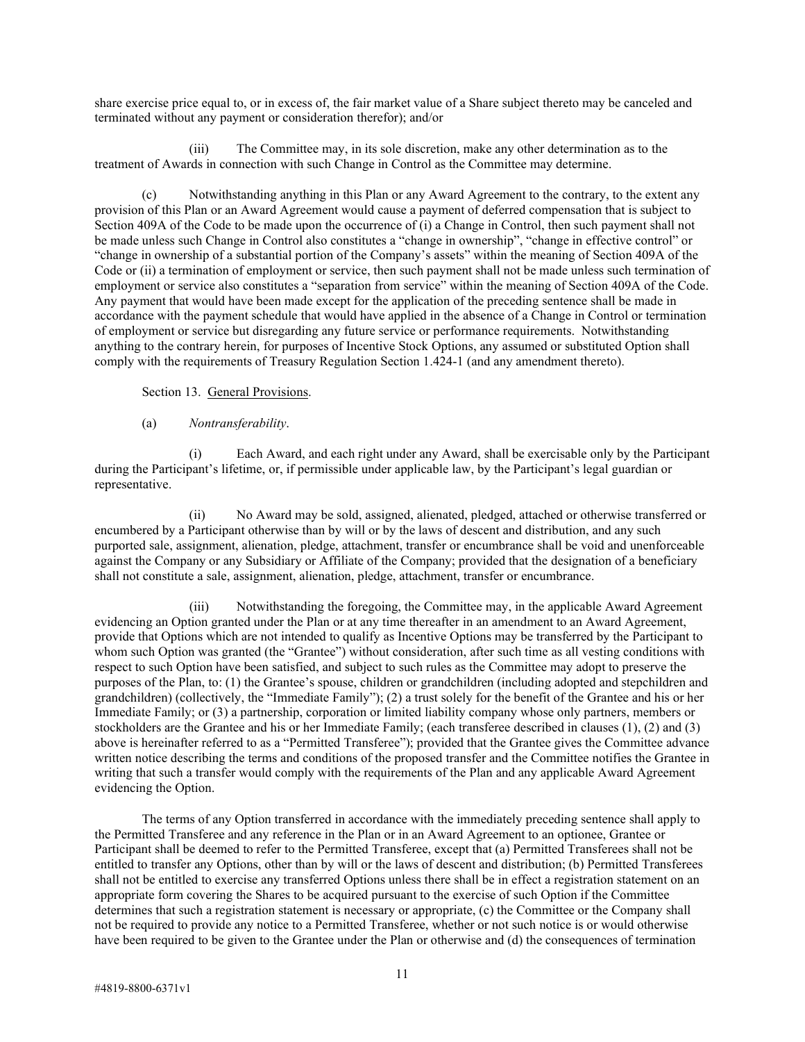share exercise price equal to, or in excess of, the fair market value of a Share subject thereto may be canceled and terminated without any payment or consideration therefor); and/or

(iii) The Committee may, in its sole discretion, make any other determination as to the treatment of Awards in connection with such Change in Control as the Committee may determine.

(c) Notwithstanding anything in this Plan or any Award Agreement to the contrary, to the extent any provision of this Plan or an Award Agreement would cause a payment of deferred compensation that is subject to Section 409A of the Code to be made upon the occurrence of (i) a Change in Control, then such payment shall not be made unless such Change in Control also constitutes a "change in ownership", "change in effective control" or "change in ownership of a substantial portion of the Company's assets" within the meaning of Section 409A of the Code or (ii) a termination of employment or service, then such payment shall not be made unless such termination of employment or service also constitutes a "separation from service" within the meaning of Section 409A of the Code. Any payment that would have been made except for the application of the preceding sentence shall be made in accordance with the payment schedule that would have applied in the absence of a Change in Control or termination of employment or service but disregarding any future service or performance requirements. Notwithstanding anything to the contrary herein, for purposes of Incentive Stock Options, any assumed or substituted Option shall comply with the requirements of Treasury Regulation Section 1.424-1 (and any amendment thereto).

Section 13. General Provisions.

(a) *Nontransferability*.

(i) Each Award, and each right under any Award, shall be exercisable only by the Participant during the Participant's lifetime, or, if permissible under applicable law, by the Participant's legal guardian or representative.

(ii) No Award may be sold, assigned, alienated, pledged, attached or otherwise transferred or encumbered by a Participant otherwise than by will or by the laws of descent and distribution, and any such purported sale, assignment, alienation, pledge, attachment, transfer or encumbrance shall be void and unenforceable against the Company or any Subsidiary or Affiliate of the Company; provided that the designation of a beneficiary shall not constitute a sale, assignment, alienation, pledge, attachment, transfer or encumbrance.

(iii) Notwithstanding the foregoing, the Committee may, in the applicable Award Agreement evidencing an Option granted under the Plan or at any time thereafter in an amendment to an Award Agreement, provide that Options which are not intended to qualify as Incentive Options may be transferred by the Participant to whom such Option was granted (the "Grantee") without consideration, after such time as all vesting conditions with respect to such Option have been satisfied, and subject to such rules as the Committee may adopt to preserve the purposes of the Plan, to: (1) the Grantee's spouse, children or grandchildren (including adopted and stepchildren and grandchildren) (collectively, the "Immediate Family"); (2) a trust solely for the benefit of the Grantee and his or her Immediate Family; or (3) a partnership, corporation or limited liability company whose only partners, members or stockholders are the Grantee and his or her Immediate Family; (each transferee described in clauses (1), (2) and (3) above is hereinafter referred to as a "Permitted Transferee"); provided that the Grantee gives the Committee advance written notice describing the terms and conditions of the proposed transfer and the Committee notifies the Grantee in writing that such a transfer would comply with the requirements of the Plan and any applicable Award Agreement evidencing the Option.

The terms of any Option transferred in accordance with the immediately preceding sentence shall apply to the Permitted Transferee and any reference in the Plan or in an Award Agreement to an optionee, Grantee or Participant shall be deemed to refer to the Permitted Transferee, except that (a) Permitted Transferees shall not be entitled to transfer any Options, other than by will or the laws of descent and distribution; (b) Permitted Transferees shall not be entitled to exercise any transferred Options unless there shall be in effect a registration statement on an appropriate form covering the Shares to be acquired pursuant to the exercise of such Option if the Committee determines that such a registration statement is necessary or appropriate, (c) the Committee or the Company shall not be required to provide any notice to a Permitted Transferee, whether or not such notice is or would otherwise have been required to be given to the Grantee under the Plan or otherwise and (d) the consequences of termination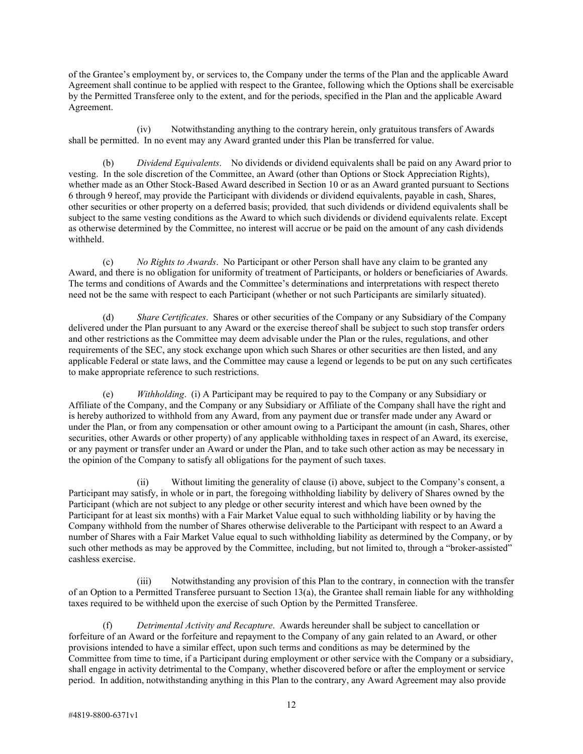of the Grantee's employment by, or services to, the Company under the terms of the Plan and the applicable Award Agreement shall continue to be applied with respect to the Grantee, following which the Options shall be exercisable by the Permitted Transferee only to the extent, and for the periods, specified in the Plan and the applicable Award Agreement.

(iv) Notwithstanding anything to the contrary herein, only gratuitous transfers of Awards shall be permitted. In no event may any Award granted under this Plan be transferred for value.

(b) *Dividend Equivalents*. No dividends or dividend equivalents shall be paid on any Award prior to vesting. In the sole discretion of the Committee, an Award (other than Options or Stock Appreciation Rights), whether made as an Other Stock-Based Award described in Section 10 or as an Award granted pursuant to Sections 6 through 9 hereof, may provide the Participant with dividends or dividend equivalents, payable in cash, Shares, other securities or other property on a deferred basis; provided*,* that such dividends or dividend equivalents shall be subject to the same vesting conditions as the Award to which such dividends or dividend equivalents relate. Except as otherwise determined by the Committee, no interest will accrue or be paid on the amount of any cash dividends withheld.

(c) *No Rights to Awards*. No Participant or other Person shall have any claim to be granted any Award, and there is no obligation for uniformity of treatment of Participants, or holders or beneficiaries of Awards. The terms and conditions of Awards and the Committee's determinations and interpretations with respect thereto need not be the same with respect to each Participant (whether or not such Participants are similarly situated).

(d) *Share Certificates*. Shares or other securities of the Company or any Subsidiary of the Company delivered under the Plan pursuant to any Award or the exercise thereof shall be subject to such stop transfer orders and other restrictions as the Committee may deem advisable under the Plan or the rules, regulations, and other requirements of the SEC, any stock exchange upon which such Shares or other securities are then listed, and any applicable Federal or state laws, and the Committee may cause a legend or legends to be put on any such certificates to make appropriate reference to such restrictions.

(e) *Withholding*. (i) A Participant may be required to pay to the Company or any Subsidiary or Affiliate of the Company, and the Company or any Subsidiary or Affiliate of the Company shall have the right and is hereby authorized to withhold from any Award, from any payment due or transfer made under any Award or under the Plan, or from any compensation or other amount owing to a Participant the amount (in cash, Shares, other securities, other Awards or other property) of any applicable withholding taxes in respect of an Award, its exercise, or any payment or transfer under an Award or under the Plan, and to take such other action as may be necessary in the opinion of the Company to satisfy all obligations for the payment of such taxes.

(ii) Without limiting the generality of clause (i) above, subject to the Company's consent, a Participant may satisfy, in whole or in part, the foregoing withholding liability by delivery of Shares owned by the Participant (which are not subject to any pledge or other security interest and which have been owned by the Participant for at least six months) with a Fair Market Value equal to such withholding liability or by having the Company withhold from the number of Shares otherwise deliverable to the Participant with respect to an Award a number of Shares with a Fair Market Value equal to such withholding liability as determined by the Company, or by such other methods as may be approved by the Committee, including, but not limited to, through a "broker-assisted" cashless exercise.

(iii) Notwithstanding any provision of this Plan to the contrary, in connection with the transfer of an Option to a Permitted Transferee pursuant to Section 13(a), the Grantee shall remain liable for any withholding taxes required to be withheld upon the exercise of such Option by the Permitted Transferee.

(f) *Detrimental Activity and Recapture*. Awards hereunder shall be subject to cancellation or forfeiture of an Award or the forfeiture and repayment to the Company of any gain related to an Award, or other provisions intended to have a similar effect, upon such terms and conditions as may be determined by the Committee from time to time, if a Participant during employment or other service with the Company or a subsidiary, shall engage in activity detrimental to the Company, whether discovered before or after the employment or service period. In addition, notwithstanding anything in this Plan to the contrary, any Award Agreement may also provide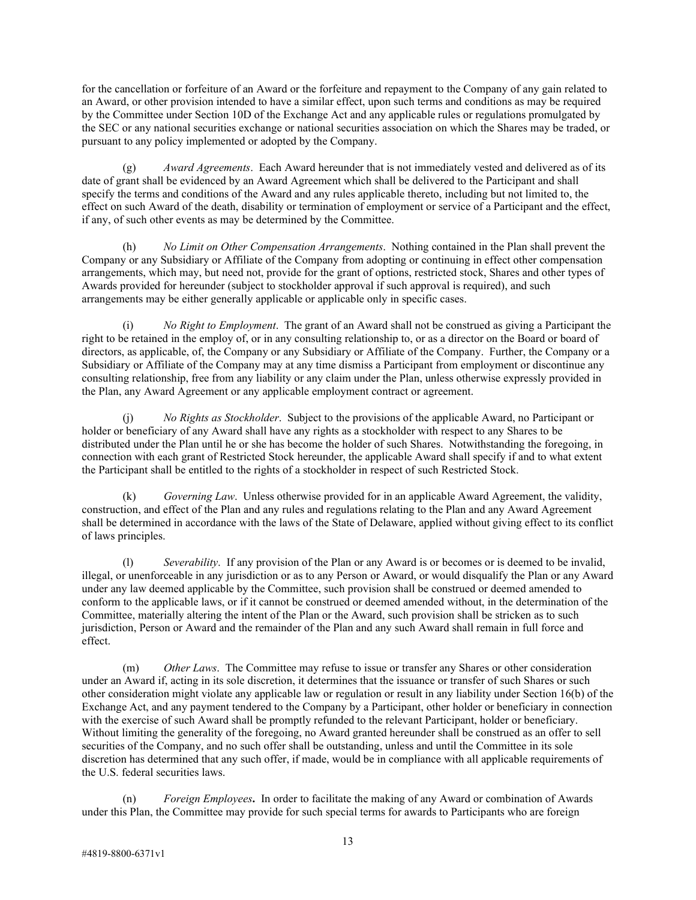for the cancellation or forfeiture of an Award or the forfeiture and repayment to the Company of any gain related to an Award, or other provision intended to have a similar effect, upon such terms and conditions as may be required by the Committee under Section 10D of the Exchange Act and any applicable rules or regulations promulgated by the SEC or any national securities exchange or national securities association on which the Shares may be traded, or pursuant to any policy implemented or adopted by the Company.

(g) *Award Agreements*. Each Award hereunder that is not immediately vested and delivered as of its date of grant shall be evidenced by an Award Agreement which shall be delivered to the Participant and shall specify the terms and conditions of the Award and any rules applicable thereto, including but not limited to, the effect on such Award of the death, disability or termination of employment or service of a Participant and the effect, if any, of such other events as may be determined by the Committee.

(h) *No Limit on Other Compensation Arrangements*. Nothing contained in the Plan shall prevent the Company or any Subsidiary or Affiliate of the Company from adopting or continuing in effect other compensation arrangements, which may, but need not, provide for the grant of options, restricted stock, Shares and other types of Awards provided for hereunder (subject to stockholder approval if such approval is required), and such arrangements may be either generally applicable or applicable only in specific cases.

(i) *No Right to Employment*. The grant of an Award shall not be construed as giving a Participant the right to be retained in the employ of, or in any consulting relationship to, or as a director on the Board or board of directors, as applicable, of, the Company or any Subsidiary or Affiliate of the Company. Further, the Company or a Subsidiary or Affiliate of the Company may at any time dismiss a Participant from employment or discontinue any consulting relationship, free from any liability or any claim under the Plan, unless otherwise expressly provided in the Plan, any Award Agreement or any applicable employment contract or agreement.

(j) *No Rights as Stockholder*. Subject to the provisions of the applicable Award, no Participant or holder or beneficiary of any Award shall have any rights as a stockholder with respect to any Shares to be distributed under the Plan until he or she has become the holder of such Shares. Notwithstanding the foregoing, in connection with each grant of Restricted Stock hereunder, the applicable Award shall specify if and to what extent the Participant shall be entitled to the rights of a stockholder in respect of such Restricted Stock.

(k) *Governing Law*. Unless otherwise provided for in an applicable Award Agreement, the validity, construction, and effect of the Plan and any rules and regulations relating to the Plan and any Award Agreement shall be determined in accordance with the laws of the State of Delaware, applied without giving effect to its conflict of laws principles.

(l) *Severability*. If any provision of the Plan or any Award is or becomes or is deemed to be invalid, illegal, or unenforceable in any jurisdiction or as to any Person or Award, or would disqualify the Plan or any Award under any law deemed applicable by the Committee, such provision shall be construed or deemed amended to conform to the applicable laws, or if it cannot be construed or deemed amended without, in the determination of the Committee, materially altering the intent of the Plan or the Award, such provision shall be stricken as to such jurisdiction, Person or Award and the remainder of the Plan and any such Award shall remain in full force and effect.

(m) *Other Laws*. The Committee may refuse to issue or transfer any Shares or other consideration under an Award if, acting in its sole discretion, it determines that the issuance or transfer of such Shares or such other consideration might violate any applicable law or regulation or result in any liability under Section 16(b) of the Exchange Act, and any payment tendered to the Company by a Participant, other holder or beneficiary in connection with the exercise of such Award shall be promptly refunded to the relevant Participant, holder or beneficiary. Without limiting the generality of the foregoing, no Award granted hereunder shall be construed as an offer to sell securities of the Company, and no such offer shall be outstanding, unless and until the Committee in its sole discretion has determined that any such offer, if made, would be in compliance with all applicable requirements of the U.S. federal securities laws.

(n) *Foreign Employees***.** In order to facilitate the making of any Award or combination of Awards under this Plan, the Committee may provide for such special terms for awards to Participants who are foreign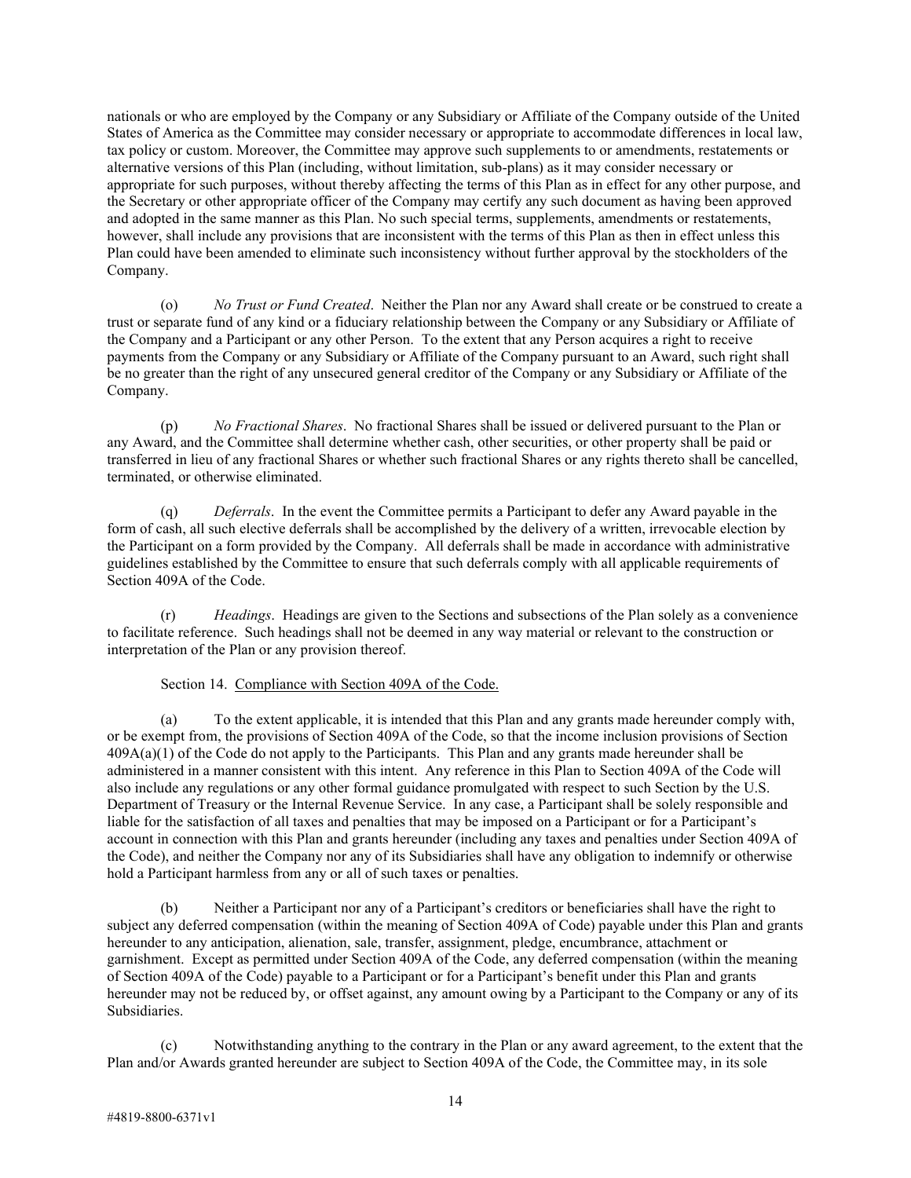nationals or who are employed by the Company or any Subsidiary or Affiliate of the Company outside of the United States of America as the Committee may consider necessary or appropriate to accommodate differences in local law, tax policy or custom. Moreover, the Committee may approve such supplements to or amendments, restatements or alternative versions of this Plan (including, without limitation, sub-plans) as it may consider necessary or appropriate for such purposes, without thereby affecting the terms of this Plan as in effect for any other purpose, and the Secretary or other appropriate officer of the Company may certify any such document as having been approved and adopted in the same manner as this Plan. No such special terms, supplements, amendments or restatements, however, shall include any provisions that are inconsistent with the terms of this Plan as then in effect unless this Plan could have been amended to eliminate such inconsistency without further approval by the stockholders of the Company.

(o) *No Trust or Fund Created*. Neither the Plan nor any Award shall create or be construed to create a trust or separate fund of any kind or a fiduciary relationship between the Company or any Subsidiary or Affiliate of the Company and a Participant or any other Person. To the extent that any Person acquires a right to receive payments from the Company or any Subsidiary or Affiliate of the Company pursuant to an Award, such right shall be no greater than the right of any unsecured general creditor of the Company or any Subsidiary or Affiliate of the Company.

(p) *No Fractional Shares*. No fractional Shares shall be issued or delivered pursuant to the Plan or any Award, and the Committee shall determine whether cash, other securities, or other property shall be paid or transferred in lieu of any fractional Shares or whether such fractional Shares or any rights thereto shall be cancelled, terminated, or otherwise eliminated.

(q) *Deferrals*. In the event the Committee permits a Participant to defer any Award payable in the form of cash, all such elective deferrals shall be accomplished by the delivery of a written, irrevocable election by the Participant on a form provided by the Company. All deferrals shall be made in accordance with administrative guidelines established by the Committee to ensure that such deferrals comply with all applicable requirements of Section 409A of the Code.

(r) *Headings*. Headings are given to the Sections and subsections of the Plan solely as a convenience to facilitate reference. Such headings shall not be deemed in any way material or relevant to the construction or interpretation of the Plan or any provision thereof.

Section 14. <u>Compliance with Section 409A of the Code.</u>

(a) To the extent applicable, it is intended that this Plan and any grants made hereunder comply with, or be exempt from, the provisions of Section 409A of the Code, so that the income inclusion provisions of Section 409A(a)(1) of the Code do not apply to the Participants. This Plan and any grants made hereunder shall be administered in a manner consistent with this intent. Any reference in this Plan to Section 409A of the Code will also include any regulations or any other formal guidance promulgated with respect to such Section by the U.S. Department of Treasury or the Internal Revenue Service. In any case, a Participant shall be solely responsible and liable for the satisfaction of all taxes and penalties that may be imposed on a Participant or for a Participant's account in connection with this Plan and grants hereunder (including any taxes and penalties under Section 409A of the Code), and neither the Company nor any of its Subsidiaries shall have any obligation to indemnify or otherwise hold a Participant harmless from any or all of such taxes or penalties.

(b) Neither a Participant nor any of a Participant's creditors or beneficiaries shall have the right to subject any deferred compensation (within the meaning of Section 409A of Code) payable under this Plan and grants hereunder to any anticipation, alienation, sale, transfer, assignment, pledge, encumbrance, attachment or garnishment. Except as permitted under Section 409A of the Code, any deferred compensation (within the meaning of Section 409A of the Code) payable to a Participant or for a Participant's benefit under this Plan and grants hereunder may not be reduced by, or offset against, any amount owing by a Participant to the Company or any of its Subsidiaries.

(c) Notwithstanding anything to the contrary in the Plan or any award agreement, to the extent that the Plan and/or Awards granted hereunder are subject to Section 409A of the Code, the Committee may, in its sole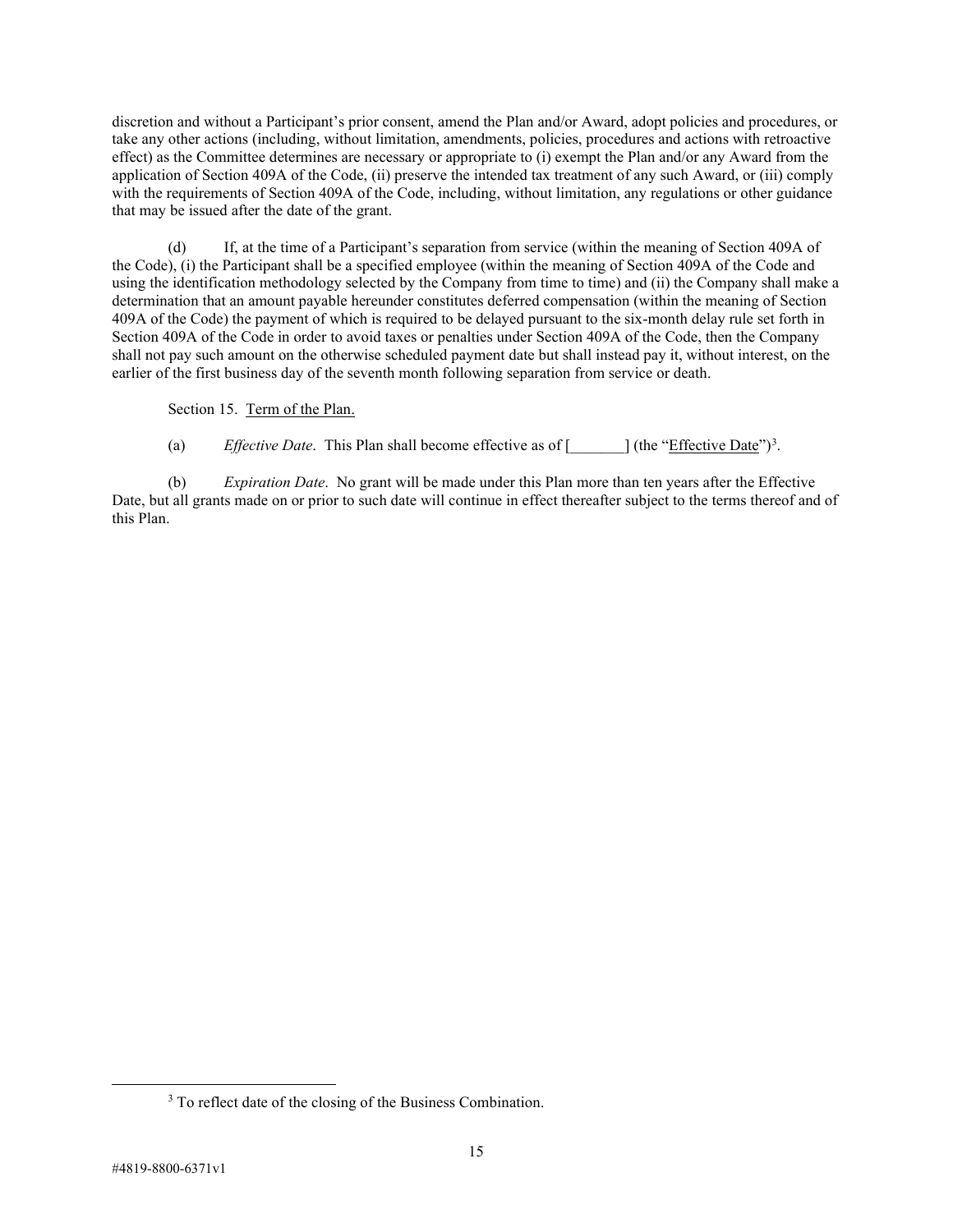discretion and without a Participant's prior consent, amend the Plan and/or Award, adopt policies and procedures, or take any other actions (including, without limitation, amendments, policies, procedures and actions with retroactive effect) as the Committee determines are necessary or appropriate to (i) exempt the Plan and/or any Award from the application of Section 409A of the Code, (ii) preserve the intended tax treatment of any such Award, or (iii) comply with the requirements of Section 409A of the Code, including, without limitation, any regulations or other guidance that may be issued after the date of the grant.

(d) If, at the time of a Participant's separation from service (within the meaning of Section 409A of the Code), (i) the Participant shall be a specified employee (within the meaning of Section 409A of the Code and using the identification methodology selected by the Company from time to time) and (ii) the Company shall make a determination that an amount payable hereunder constitutes deferred compensation (within the meaning of Section 409A of the Code) the payment of which is required to be delayed pursuant to the six-month delay rule set forth in Section 409A of the Code in order to avoid taxes or penalties under Section 409A of the Code, then the Company shall not pay such amount on the otherwise scheduled payment date but shall instead pay it, without interest, on the earlier of the first business day of the seventh month following separation from service or death.

Section 15. Term of the Plan.

(a) *Effective Date*. This Plan shall become effective as of [_______] (the "Effective Date")[3].

(b) *Expiration Date*. No grant will be made under this Plan more than ten years after the Effective Date, but all grants made on or prior to such date will continue in effect thereafter subject to the terms thereof and of this Plan.

[3] To reflect date of the closing of the Business Combination.

#4819-8800-6371v1